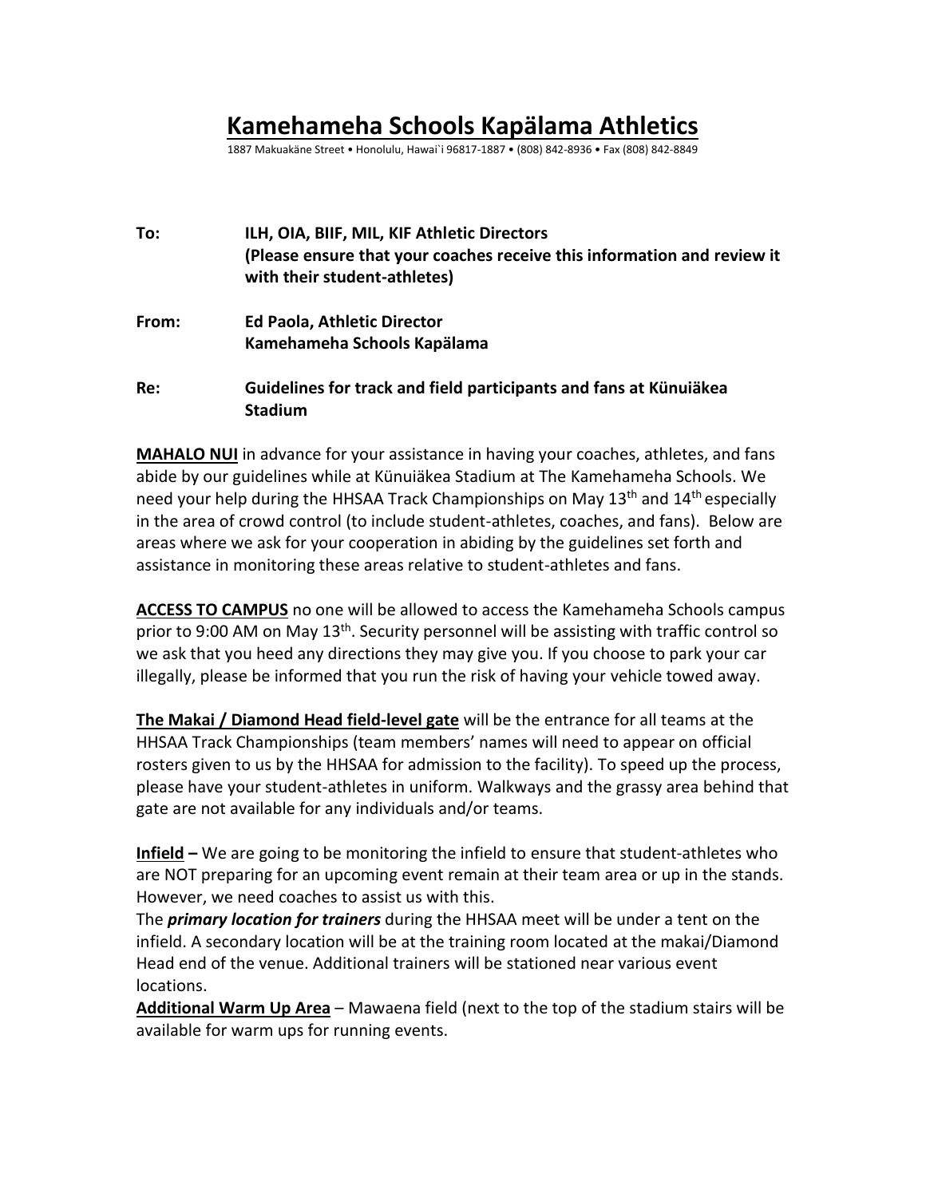# Kamehameha Schools Kapälama Athletics

1887 Makuakäne Street • Honolulu, Hawai`i 96817-1887 • (808) 842-8936 • Fax (808) 842-8849

**To:** **ILH, OIA, BIIF, MIL, KIF Athletic Directors**
**(Please ensure that your coaches receive this information and review it with their student-athletes)**

**From:** **Ed Paola, Athletic Director**
**Kamehameha Schools Kapälama**

**Re:** **Guidelines for track and field participants and fans at Künuiäkea Stadium**

**MAHALO NUI** in advance for your assistance in having your coaches, athletes, and fans abide by our guidelines while at Künuiäkea Stadium at The Kamehameha Schools. We need your help during the HHSAA Track Championships on May 13th and 14th especially in the area of crowd control (to include student-athletes, coaches, and fans). Below are areas where we ask for your cooperation in abiding by the guidelines set forth and assistance in monitoring these areas relative to student-athletes and fans.

**ACCESS TO CAMPUS** no one will be allowed to access the Kamehameha Schools campus prior to 9:00 AM on May 13th. Security personnel will be assisting with traffic control so we ask that you heed any directions they may give you. If you choose to park your car illegally, please be informed that you run the risk of having your vehicle towed away.

**The Makai / Diamond Head field-level gate** will be the entrance for all teams at the HHSAA Track Championships (team members' names will need to appear on official rosters given to us by the HHSAA for admission to the facility). To speed up the process, please have your student-athletes in uniform. Walkways and the grassy area behind that gate are not available for any individuals and/or teams.

**Infield –** We are going to be monitoring the infield to ensure that student-athletes who are NOT preparing for an upcoming event remain at their team area or up in the stands. However, we need coaches to assist us with this.

The ***primary location for trainers*** during the HHSAA meet will be under a tent on the infield. A secondary location will be at the training room located at the makai/Diamond Head end of the venue. Additional trainers will be stationed near various event locations.

**Additional Warm Up Area** – Mawaena field (next to the top of the stadium stairs will be available for warm ups for running events.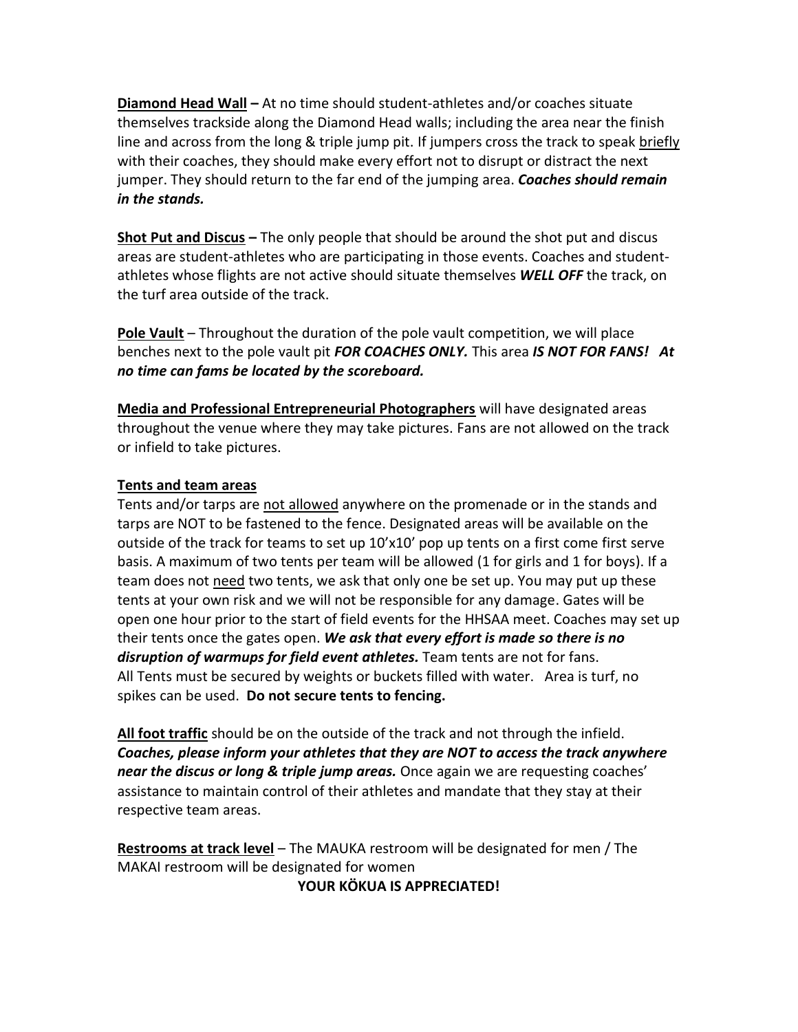**<u>Diamond Head Wall</u> –** At no time should student-athletes and/or coaches situate themselves trackside along the Diamond Head walls; including the area near the finish line and across from the long & triple jump pit. If jumpers cross the track to speak <u>briefly</u> with their coaches, they should make every effort not to disrupt or distract the next jumper. They should return to the far end of the jumping area. ***Coaches should remain in the stands.***

**<u>Shot Put and Discus</u> –** The only people that should be around the shot put and discus areas are student-athletes who are participating in those events. Coaches and student-athletes whose flights are not active should situate themselves ***WELL OFF*** the track, on the turf area outside of the track.

**<u>Pole Vault</u>** – Throughout the duration of the pole vault competition, we will place benches next to the pole vault pit ***FOR COACHES ONLY.*** This area ***IS NOT FOR FANS! At no time can fams be located by the scoreboard.***

**<u>Media and Professional Entrepreneurial Photographers</u>** will have designated areas throughout the venue where they may take pictures. Fans are not allowed on the track or infield to take pictures.

**<u>Tents and team areas</u>**
Tents and/or tarps are <u>not allowed</u> anywhere on the promenade or in the stands and tarps are NOT to be fastened to the fence. Designated areas will be available on the outside of the track for teams to set up 10'x10' pop up tents on a first come first serve basis. A maximum of two tents per team will be allowed (1 for girls and 1 for boys). If a team does not <u>need</u> two tents, we ask that only one be set up. You may put up these tents at your own risk and we will not be responsible for any damage. Gates will be open one hour prior to the start of field events for the HHSAA meet. Coaches may set up their tents once the gates open. ***We ask that every effort is made so there is no disruption of warmups for field event athletes.*** Team tents are not for fans. All Tents must be secured by weights or buckets filled with water. Area is turf, no spikes can be used. **Do not secure tents to fencing.**

**<u>All foot traffic</u>** should be on the outside of the track and not through the infield. ***Coaches, please inform your athletes that they are NOT to access the track anywhere near the discus or long & triple jump areas.*** Once again we are requesting coaches' assistance to maintain control of their athletes and mandate that they stay at their respective team areas.

**<u>Restrooms at track level</u>** – The MAUKA restroom will be designated for men / The MAKAI restroom will be designated for women

**YOUR KÖKUA IS APPRECIATED!**